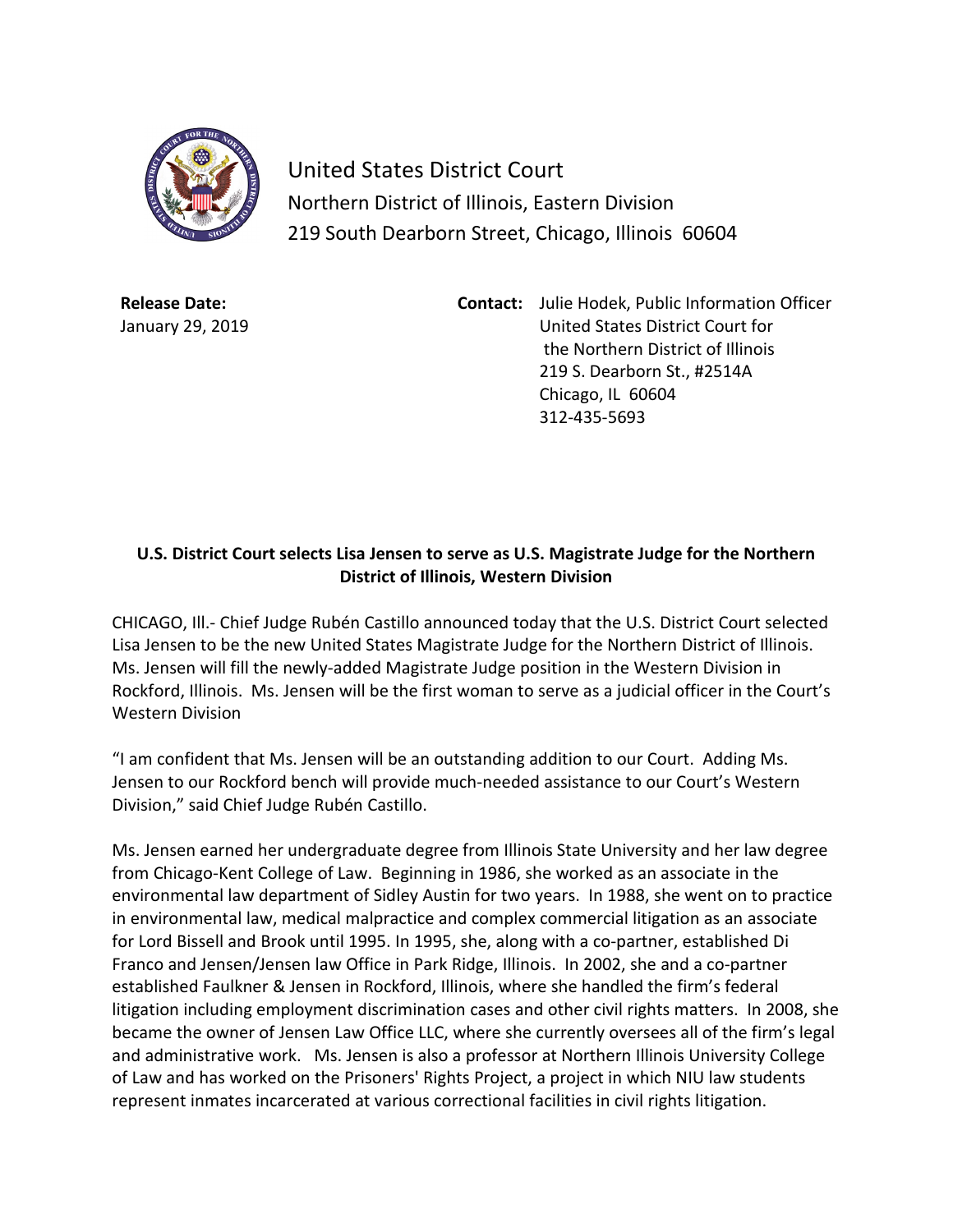United States District Court
Northern District of Illinois, Eastern Division
219 South Dearborn Street, Chicago, Illinois 60604

**Release Date:**
January 29, 2019

**Contact:** Julie Hodek, Public Information Officer
United States District Court for
the Northern District of Illinois
219 S. Dearborn St., #2514A
Chicago, IL 60604
312-435-5693

**U.S. District Court selects Lisa Jensen to serve as U.S. Magistrate Judge for the Northern District of Illinois, Western Division**

CHICAGO, Ill.- Chief Judge Rubén Castillo announced today that the U.S. District Court selected Lisa Jensen to be the new United States Magistrate Judge for the Northern District of Illinois. Ms. Jensen will fill the newly-added Magistrate Judge position in the Western Division in Rockford, Illinois. Ms. Jensen will be the first woman to serve as a judicial officer in the Court's Western Division

"I am confident that Ms. Jensen will be an outstanding addition to our Court. Adding Ms. Jensen to our Rockford bench will provide much-needed assistance to our Court's Western Division," said Chief Judge Rubén Castillo.

Ms. Jensen earned her undergraduate degree from Illinois State University and her law degree from Chicago-Kent College of Law. Beginning in 1986, she worked as an associate in the environmental law department of Sidley Austin for two years. In 1988, she went on to practice in environmental law, medical malpractice and complex commercial litigation as an associate for Lord Bissell and Brook until 1995. In 1995, she, along with a co-partner, established Di Franco and Jensen/Jensen law Office in Park Ridge, Illinois. In 2002, she and a co-partner established Faulkner & Jensen in Rockford, Illinois, where she handled the firm's federal litigation including employment discrimination cases and other civil rights matters. In 2008, she became the owner of Jensen Law Office LLC, where she currently oversees all of the firm's legal and administrative work. Ms. Jensen is also a professor at Northern Illinois University College of Law and has worked on the Prisoners' Rights Project, a project in which NIU law students represent inmates incarcerated at various correctional facilities in civil rights litigation.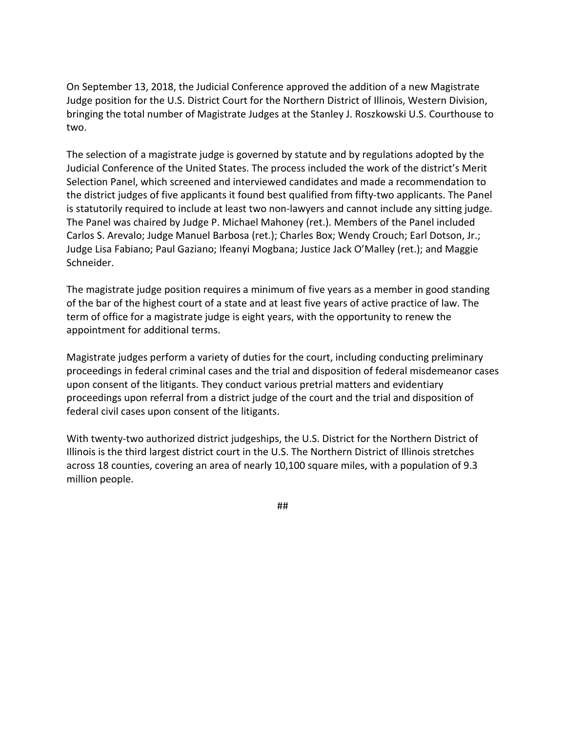On September 13, 2018, the Judicial Conference approved the addition of a new Magistrate Judge position for the U.S. District Court for the Northern District of Illinois, Western Division, bringing the total number of Magistrate Judges at the Stanley J. Roszkowski U.S. Courthouse to two.

The selection of a magistrate judge is governed by statute and by regulations adopted by the Judicial Conference of the United States. The process included the work of the district's Merit Selection Panel, which screened and interviewed candidates and made a recommendation to the district judges of five applicants it found best qualified from fifty-two applicants. The Panel is statutorily required to include at least two non-lawyers and cannot include any sitting judge. The Panel was chaired by Judge P. Michael Mahoney (ret.). Members of the Panel included Carlos S. Arevalo; Judge Manuel Barbosa (ret.); Charles Box; Wendy Crouch; Earl Dotson, Jr.; Judge Lisa Fabiano; Paul Gaziano; Ifeanyi Mogbana; Justice Jack O'Malley (ret.); and Maggie Schneider.

The magistrate judge position requires a minimum of five years as a member in good standing of the bar of the highest court of a state and at least five years of active practice of law. The term of office for a magistrate judge is eight years, with the opportunity to renew the appointment for additional terms.

Magistrate judges perform a variety of duties for the court, including conducting preliminary proceedings in federal criminal cases and the trial and disposition of federal misdemeanor cases upon consent of the litigants. They conduct various pretrial matters and evidentiary proceedings upon referral from a district judge of the court and the trial and disposition of federal civil cases upon consent of the litigants.

With twenty-two authorized district judgeships, the U.S. District for the Northern District of Illinois is the third largest district court in the U.S. The Northern District of Illinois stretches across 18 counties, covering an area of nearly 10,100 square miles, with a population of 9.3 million people.

##